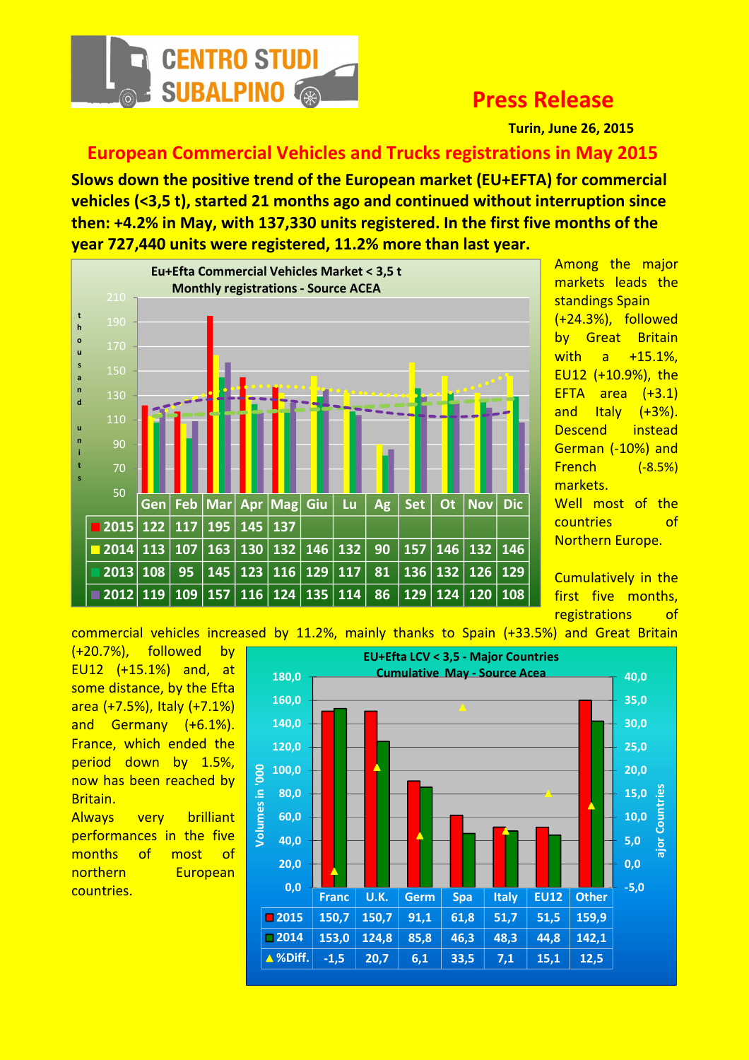CENTRO STUDI SUBALPINO

# Press Release

**Turin, June 26, 2015**

## European Commercial Vehicles and Trucks registrations in May 2015

**Slows down the positive trend of the European market (EU+EFTA) for commercial vehicles (<3,5 t), started 21 months ago and continued without interruption since then: +4.2% in May, with 137,330 units registered. In the first five months of the year 727,440 units were registered, 11.2% more than last year.**

**Eu+Efta Commercial Vehicles Market < 3,5 t**
**Monthly registrations - Source ACEA**

(thousand units)

| | Gen | Feb | Mar | Apr | Mag | Giu | Lu | Ag | Set | Ot | Nov | Dic |
|---|---|---|---|---|---|---|---|---|---|---|---|---|
| 2015 | 122 | 117 | 195 | 145 | 137 | | | | | | | |
| 2014 | 113 | 107 | 163 | 130 | 132 | 146 | 132 | 90 | 157 | 146 | 132 | 146 |
| 2013 | 108 | 95 | 145 | 123 | 116 | 129 | 117 | 81 | 136 | 132 | 126 | 129 |
| 2012 | 119 | 109 | 157 | 116 | 124 | 135 | 114 | 86 | 129 | 124 | 120 | 108 |

Among the major markets leads the standings Spain (+24.3%), followed by Great Britain with a +15.1%, EU12 (+10.9%), the EFTA area (+3.1) and Italy (+3%). Descend instead German (-10%) and French (-8.5%) markets.

Well most of the countries of Northern Europe.

Cumulatively in the first five months, registrations of commercial vehicles increased by 11.2%, mainly thanks to Spain (+33.5%) and Great Britain (+20.7%), followed by EU12 (+15.1%) and, at some distance, by the Efta area (+7.5%), Italy (+7.1%) and Germany (+6.1%). France, which ended the period down by 1.5%, now has been reached by Britain.

Always very brilliant performances in the five months of most of northern European countries.

**EU+Efta LCV < 3,5 - Major Countries**
**Cumulative May - Source Acea**

(Volumes in '000)

| | Franc | U.K. | Germ | Spa | Italy | EU12 | Other |
|---|---|---|---|---|---|---|---|
| 2015 | 150,7 | 150,7 | 91,1 | 61,8 | 51,7 | 51,5 | 159,9 |
| 2014 | 153,0 | 124,8 | 85,8 | 46,3 | 48,3 | 44,8 | 142,1 |
| %Diff. | -1,5 | 20,7 | 6,1 | 33,5 | 7,1 | 15,1 | 12,5 |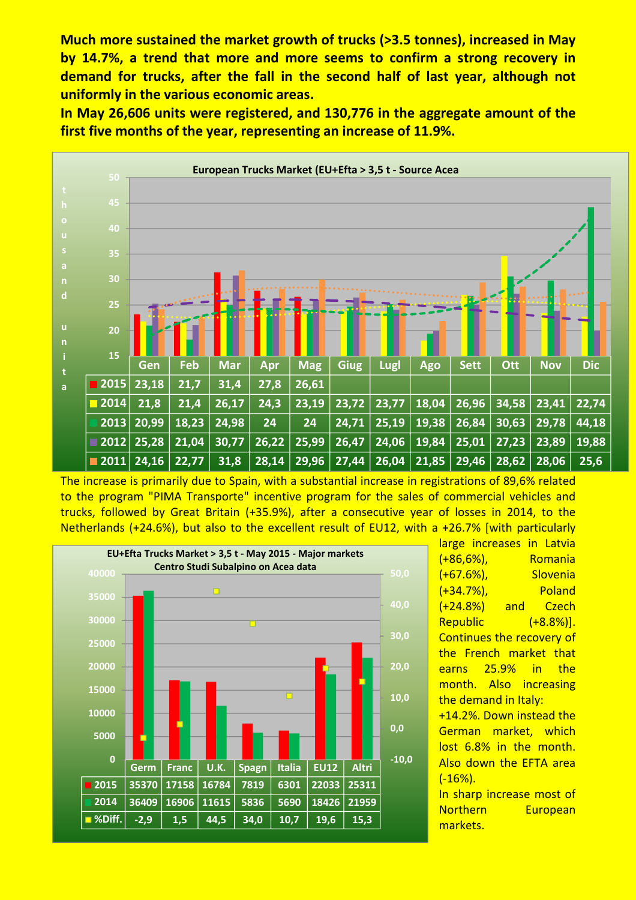**Much more sustained the market growth of trucks (>3.5 tonnes), increased in May by 14.7%, a trend that more and more seems to confirm a strong recovery in demand for trucks, after the fall in the second half of last year, although not uniformly in the various economic areas.**

**In May 26,606 units were registered, and 130,776 in the aggregate amount of the first five months of the year, representing an increase of 11.9%.**

European Trucks Market (EU+Efta > 3,5 t - Source Acea)

thousand unita

| | Gen | Feb | Mar | Apr | Mag | Giug | Lugl | Ago | Sett | Ott | Nov | Dic |
|---|---|---|---|---|---|---|---|---|---|---|---|---|
| 2015 | 23,18 | 21,7 | 31,4 | 27,8 | 26,61 | | | | | | | |
| 2014 | 21,8 | 21,4 | 26,17 | 24,3 | 23,19 | 23,72 | 23,77 | 18,04 | 26,96 | 34,58 | 23,41 | 22,74 |
| 2013 | 20,99 | 18,23 | 24,98 | 24 | 24 | 24,71 | 25,19 | 19,38 | 26,84 | 30,63 | 29,78 | 44,18 |
| 2012 | 25,28 | 21,04 | 30,77 | 26,22 | 25,99 | 26,47 | 24,06 | 19,84 | 25,01 | 27,23 | 23,89 | 19,88 |
| 2011 | 24,16 | 22,77 | 31,8 | 28,14 | 29,96 | 27,44 | 26,04 | 21,85 | 29,46 | 28,62 | 28,06 | 25,6 |

The increase is primarily due to Spain, with a substantial increase in registrations of 89,6% related to the program "PIMA Transporte" incentive program for the sales of commercial vehicles and trucks, followed by Great Britain (+35.9%), after a consecutive year of losses in 2014, to the Netherlands (+24.6%), but also to the excellent result of EU12, with a +26.7% [with particularly large increases in Latvia (+86,6%), Romania (+67.6%), Slovenia (+34.7%), Poland (+24.8%) and Czech Republic (+8.8%)]. Continues the recovery of the French market that earns 25.9% in the month. Also increasing the demand in Italy: +14.2%. Down instead the German market, which lost 6.8% in the month. Also down the EFTA area (-16%).

In sharp increase most of Northern European markets.

EU+Efta Trucks Market > 3,5 t - May 2015 - Major markets
Centro Studi Subalpino on Acea data

| | Germ | Franc | U.K. | Spagn | Italia | EU12 | Altri |
|---|---|---|---|---|---|---|---|
| 2015 | 35370 | 17158 | 16784 | 7819 | 6301 | 22033 | 25311 |
| 2014 | 36409 | 16906 | 11615 | 5836 | 5690 | 18426 | 21959 |
| %Diff. | -2,9 | 1,5 | 44,5 | 34,0 | 10,7 | 19,6 | 15,3 |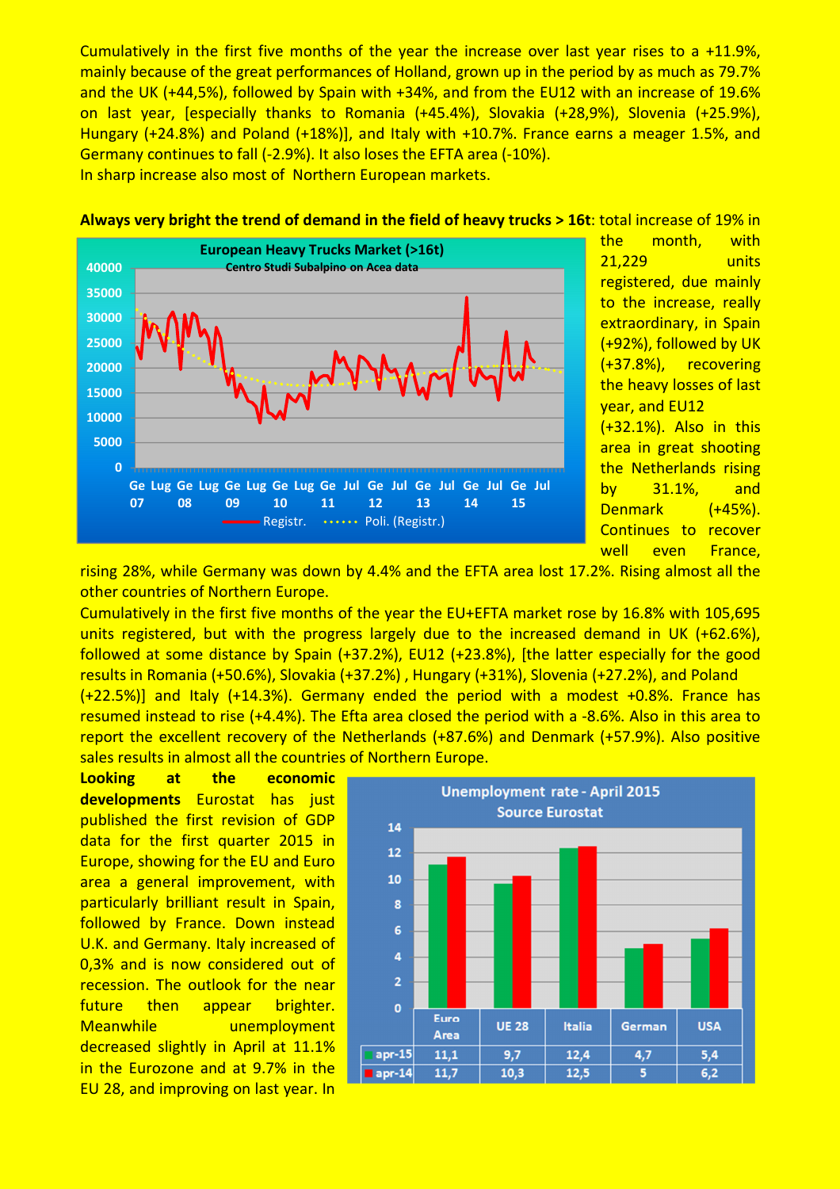Cumulatively in the first five months of the year the increase over last year rises to a +11.9%, mainly because of the great performances of Holland, grown up in the period by as much as 79.7% and the UK (+44,5%), followed by Spain with +34%, and from the EU12 with an increase of 19.6% on last year, [especially thanks to Romania (+45.4%), Slovakia (+28,9%), Slovenia (+25.9%), Hungary (+24.8%) and Poland (+18%)], and Italy with +10.7%. France earns a meager 1.5%, and Germany continues to fall (-2.9%). It also loses the EFTA area (-10%).
In sharp increase also most of Northern European markets.

**Always very bright the trend of demand in the field of heavy trucks > 16t**: total increase of 19% in the month, with 21,229 units registered, due mainly to the increase, really extraordinary, in Spain (+92%), followed by UK (+37.8%), recovering the heavy losses of last year, and EU12 (+32.1%). Also in this area in great shooting the Netherlands rising by 31.1%, and Denmark (+45%). Continues to recover well even France, rising 28%, while Germany was down by 4.4% and the EFTA area lost 17.2%. Rising almost all the other countries of Northern Europe.

Cumulatively in the first five months of the year the EU+EFTA market rose by 16.8% with 105,695 units registered, but with the progress largely due to the increased demand in UK (+62.6%), followed at some distance by Spain (+37.2%), EU12 (+23.8%), [the latter especially for the good results in Romania (+50.6%), Slovakia (+37.2%) , Hungary (+31%), Slovenia (+27.2%), and Poland (+22.5%)] and Italy (+14.3%). Germany ended the period with a modest +0.8%. France has resumed instead to rise (+4.4%). The Efta area closed the period with a -8.6%. Also in this area to report the excellent recovery of the Netherlands (+87.6%) and Denmark (+57.9%). Also positive sales results in almost all the countries of Northern Europe.

**Looking at the economic developments** Eurostat has just published the first revision of GDP data for the first quarter 2015 in Europe, showing for the EU and Euro area a general improvement, with particularly brilliant result in Spain, followed by France. Down instead U.K. and Germany. Italy increased of 0,3% and is now considered out of recession. The outlook for the near future then appear brighter. Meanwhile unemployment decreased slightly in April at 11.1% in the Eurozone and at 9.7% in the EU 28, and improving on last year. In

**Unemployment rate - April 2015**
Source Eurostat

| | Euro Area | UE 28 | Italia | German | USA |
|---|---|---|---|---|---|
| apr-15 | 11,1 | 9,7 | 12,4 | 4,7 | 5,4 |
| apr-14 | 11,7 | 10,3 | 12,5 | 5 | 6,2 |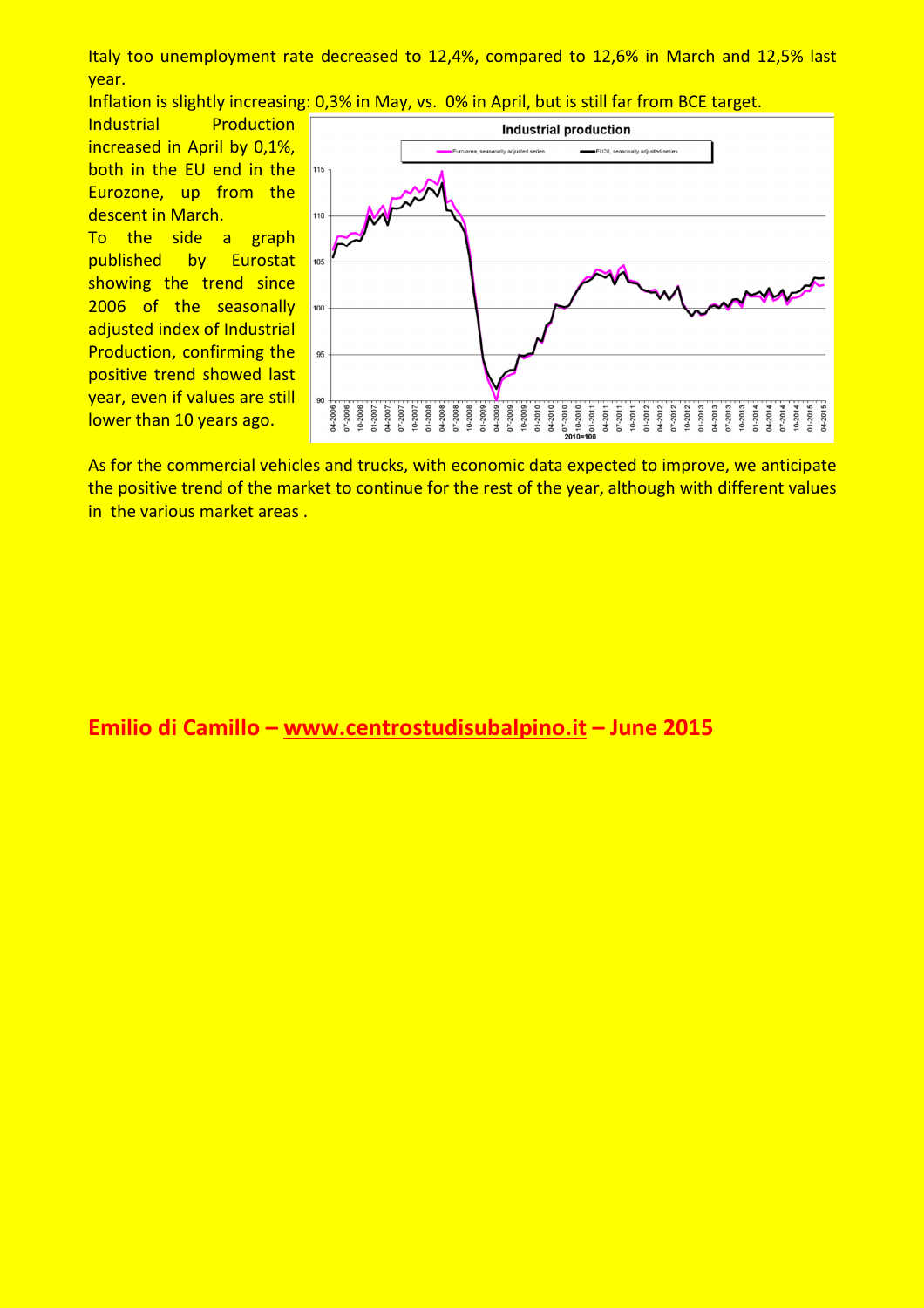Italy too unemployment rate decreased to 12,4%, compared to 12,6% in March and 12,5% last year.

Inflation is slightly increasing: 0,3% in May, vs. 0% in April, but is still far from BCE target.

Industrial Production increased in April by 0,1%, both in the EU end in the Eurozone, up from the descent in March.

To the side a graph published by Eurostat showing the trend since 2006 of the seasonally adjusted index of Industrial Production, confirming the positive trend showed last year, even if values are still lower than 10 years ago.

Industrial production

Euro area, seasonally adjusted series

EU28, seasonally adjusted series

115

110

105

100

95

90

04-2006
07-2006
10-2006
01-2007
04-2007
07-2007
10-2007
01-2008
04-2008
07-2008
10-2008
01-2009
04-2009
07-2009
10-2009
01-2010
04-2010
07-2010
10-2010
01-2011
04-2011
07-2011
10-2011
01-2012
04-2012
07-2012
10-2012
01-2013
04-2013
07-2013
10-2013
01-2014
04-2014
07-2014
10-2014
01-2015
04-2015

2010=100

As for the commercial vehicles and trucks, with economic data expected to improve, we anticipate the positive trend of the market to continue for the rest of the year, although with different values in the various market areas .

**Emilio di Camillo – www.centrostudisubalpino.it – June 2015**